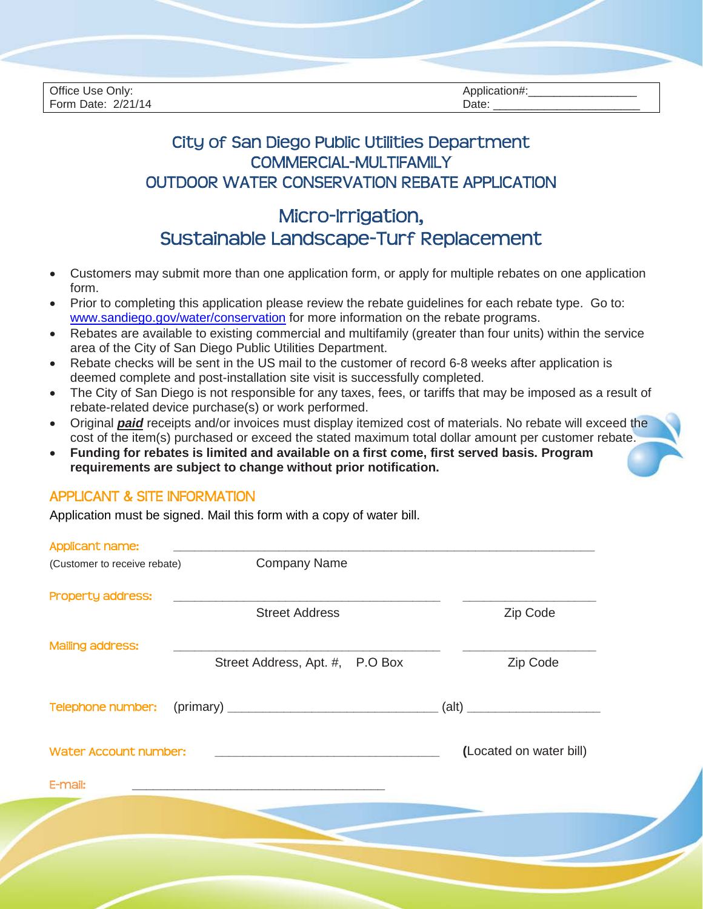| Office Use Only: | Application#:_________________ |
| --- | --- |
| Form Date: 2/21/14 | Date: _______________________ |

# City of San Diego Public Utilities Department
# COMMERCIAL-MULTIFAMILY
# OUTDOOR WATER CONSERVATION REBATE APPLICATION

## Micro-Irrigation,
## Sustainable Landscape-Turf Replacement

- Customers may submit more than one application form, or apply for multiple rebates on one application form.
- Prior to completing this application please review the rebate guidelines for each rebate type. Go to: www.sandiego.gov/water/conservation for more information on the rebate programs.
- Rebates are available to existing commercial and multifamily (greater than four units) within the service area of the City of San Diego Public Utilities Department.
- Rebate checks will be sent in the US mail to the customer of record 6-8 weeks after application is deemed complete and post-installation site visit is successfully completed.
- The City of San Diego is not responsible for any taxes, fees, or tariffs that may be imposed as a result of rebate-related device purchase(s) or work performed.
- Original ***paid*** receipts and/or invoices must display itemized cost of materials. No rebate will exceed the cost of the item(s) purchased or exceed the stated maximum total dollar amount per customer rebate.
- **Funding for rebates is limited and available on a first come, first served basis. Program requirements are subject to change without prior notification.**

## APPLICANT & SITE INFORMATION

Application must be signed. Mail this form with a copy of water bill.

Applicant name: ____________________________________________________________
(Customer to receive rebate) Company Name

Property address: ______________________________________ __________________
Street Address Zip Code

Mailing address: ______________________________________ __________________
Street Address, Apt. #, P.O Box Zip Code

Telephone number: (primary) ______________________________ (alt) ___________________

Water Account number: ______________________________ (Located on water bill)

E-mail: ____________________________________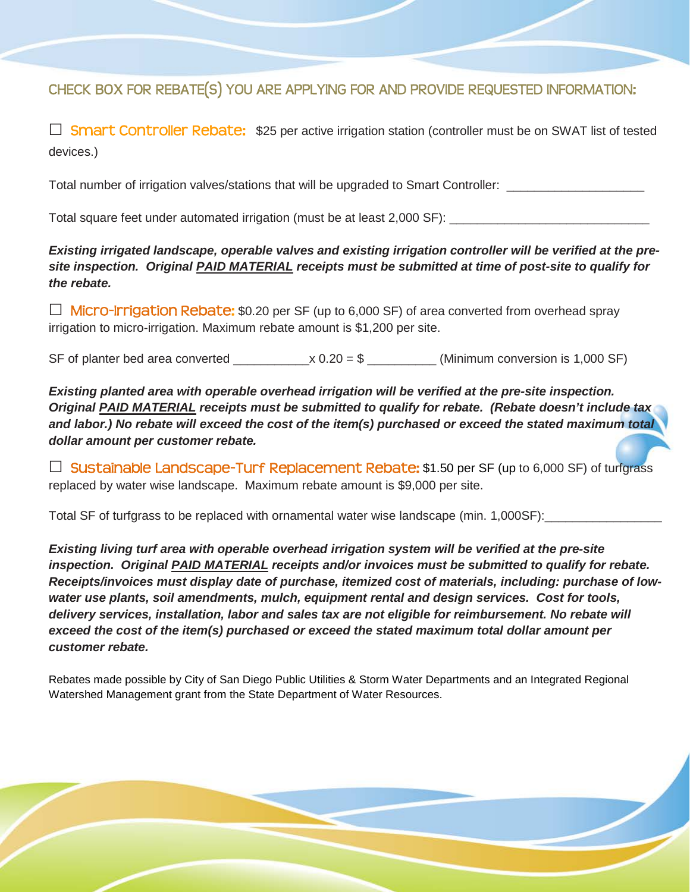## CHECK BOX FOR REBATE(S) YOU ARE APPLYING FOR AND PROVIDE REQUESTED INFORMATION:

☐ **Smart Controller Rebate:** $25 per active irrigation station (controller must be on SWAT list of tested devices.)

Total number of irrigation valves/stations that will be upgraded to Smart Controller: ____________________

Total square feet under automated irrigation (must be at least 2,000 SF): ____________________________

***Existing irrigated landscape, operable valves and existing irrigation controller will be verified at the pre-site inspection. Original PAID MATERIAL receipts must be submitted at time of post-site to qualify for the rebate.***

☐ **Micro-Irrigation Rebate:** $0.20 per SF (up to 6,000 SF) of area converted from overhead spray irrigation to micro-irrigation. Maximum rebate amount is $1,200 per site.

SF of planter bed area converted ___________x 0.20 = $ __________ (Minimum conversion is 1,000 SF)

***Existing planted area with operable overhead irrigation will be verified at the pre-site inspection. Original PAID MATERIAL receipts must be submitted to qualify for rebate. (Rebate doesn't include tax and labor.) No rebate will exceed the cost of the item(s) purchased or exceed the stated maximum total dollar amount per customer rebate.***

☐ **Sustainable Landscape-Turf Replacement Rebate:** $1.50 per SF (up to 6,000 SF) of turfgrass replaced by water wise landscape. Maximum rebate amount is $9,000 per site.

Total SF of turfgrass to be replaced with ornamental water wise landscape (min. 1,000SF):_________________

***Existing living turf area with operable overhead irrigation system will be verified at the pre-site inspection. Original PAID MATERIAL receipts and/or invoices must be submitted to qualify for rebate. Receipts/invoices must display date of purchase, itemized cost of materials, including: purchase of low-water use plants, soil amendments, mulch, equipment rental and design services. Cost for tools, delivery services, installation, labor and sales tax are not eligible for reimbursement. No rebate will exceed the cost of the item(s) purchased or exceed the stated maximum total dollar amount per customer rebate.***

Rebates made possible by City of San Diego Public Utilities & Storm Water Departments and an Integrated Regional Watershed Management grant from the State Department of Water Resources.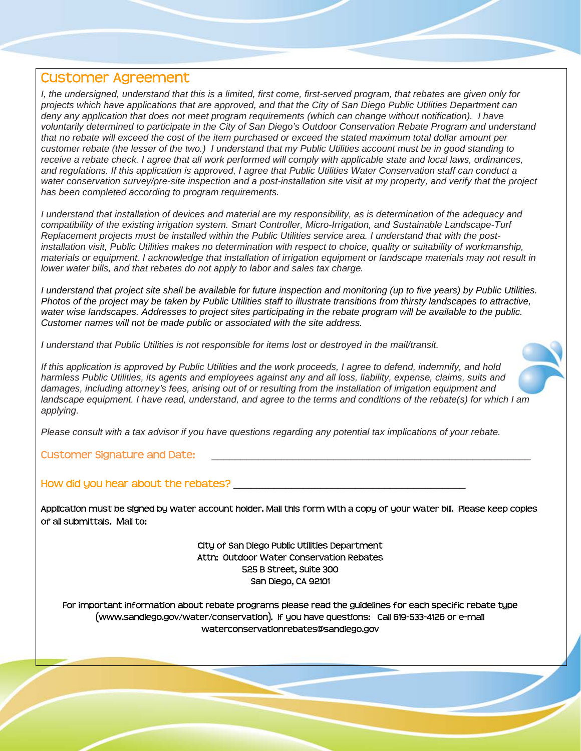## Customer Agreement

*I, the undersigned, understand that this is a limited, first come, first-served program, that rebates are given only for projects which have applications that are approved, and that the City of San Diego Public Utilities Department can deny any application that does not meet program requirements (which can change without notification). I have voluntarily determined to participate in the City of San Diego's Outdoor Conservation Rebate Program and understand that no rebate will exceed the cost of the item purchased or exceed the stated maximum total dollar amount per customer rebate (the lesser of the two.) I understand that my Public Utilities account must be in good standing to receive a rebate check. I agree that all work performed will comply with applicable state and local laws, ordinances, and regulations. If this application is approved, I agree that Public Utilities Water Conservation staff can conduct a water conservation survey/pre-site inspection and a post-installation site visit at my property, and verify that the project has been completed according to program requirements.*

*I understand that installation of devices and material are my responsibility, as is determination of the adequacy and compatibility of the existing irrigation system. Smart Controller, Micro-Irrigation, and Sustainable Landscape-Turf Replacement projects must be installed within the Public Utilities service area. I understand that with the post-installation visit, Public Utilities makes no determination with respect to choice, quality or suitability of workmanship, materials or equipment. I acknowledge that installation of irrigation equipment or landscape materials may not result in lower water bills, and that rebates do not apply to labor and sales tax charge.*

*I understand that project site shall be available for future inspection and monitoring (up to five years) by Public Utilities. Photos of the project may be taken by Public Utilities staff to illustrate transitions from thirsty landscapes to attractive, water wise landscapes. Addresses to project sites participating in the rebate program will be available to the public. Customer names will not be made public or associated with the site address.*

*I understand that Public Utilities is not responsible for items lost or destroyed in the mail/transit.*

*If this application is approved by Public Utilities and the work proceeds, I agree to defend, indemnify, and hold harmless Public Utilities, its agents and employees against any and all loss, liability, expense, claims, suits and damages, including attorney's fees, arising out of or resulting from the installation of irrigation equipment and landscape equipment. I have read, understand, and agree to the terms and conditions of the rebate(s) for which I am applying.*

*Please consult with a tax advisor if you have questions regarding any potential tax implications of your rebate.*

Customer Signature and Date: ______________________________________________

How did you hear about the rebates? ______________________________________

Application must be signed by water account holder. Mail this form with a copy of your water bill. Please keep copies of all submittals. Mail to:

City of San Diego Public Utilities Department
Attn: Outdoor Water Conservation Rebates
525 B Street, Suite 300
San Diego, CA 92101

For important information about rebate programs please read the guidelines for each specific rebate type (www.sandiego.gov/water/conservation). If you have questions: Call 619-533-4126 or e-mail waterconservationrebates@sandiego.gov